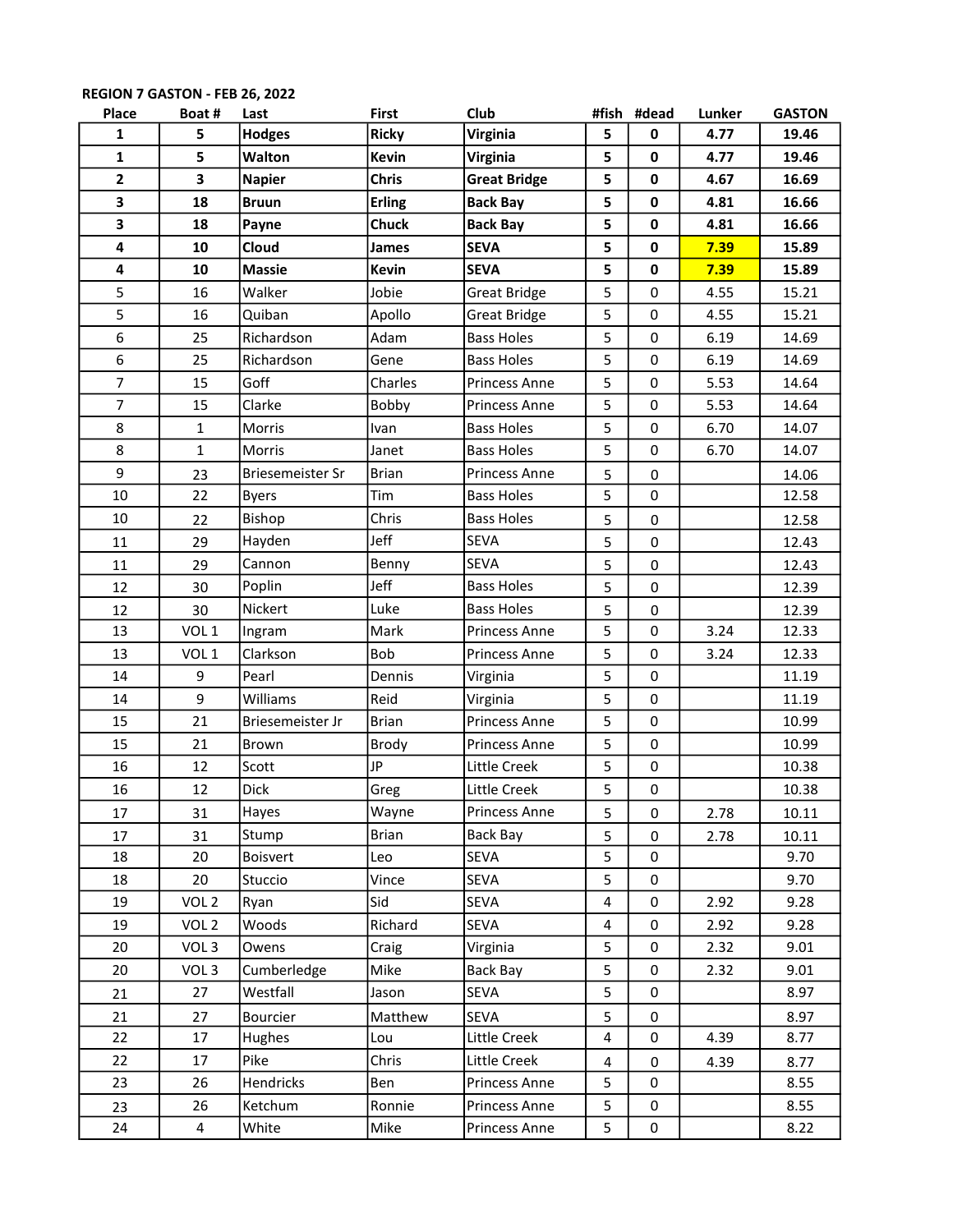**REGION 7 GASTON - FEB 26, 2022**

| Place | Boat # | Last | First | Club | #fish | #dead | Lunker | GASTON |
|---|---|---|---|---|---|---|---|---|
| **1** | **5** | **Hodges** | **Ricky** | **Virginia** | **5** | **0** | **4.77** | **19.46** |
| **1** | **5** | **Walton** | **Kevin** | **Virginia** | **5** | **0** | **4.77** | **19.46** |
| **2** | **3** | **Napier** | **Chris** | **Great Bridge** | **5** | **0** | **4.67** | **16.69** |
| **3** | **18** | **Bruun** | **Erling** | **Back Bay** | **5** | **0** | **4.81** | **16.66** |
| **3** | **18** | **Payne** | **Chuck** | **Back Bay** | **5** | **0** | **4.81** | **16.66** |
| **4** | **10** | **Cloud** | **James** | **SEVA** | **5** | **0** | **7.39** | **15.89** |
| **4** | **10** | **Massie** | **Kevin** | **SEVA** | **5** | **0** | **7.39** | **15.89** |
| 5 | 16 | Walker | Jobie | Great Bridge | 5 | 0 | 4.55 | 15.21 |
| 5 | 16 | Quiban | Apollo | Great Bridge | 5 | 0 | 4.55 | 15.21 |
| 6 | 25 | Richardson | Adam | Bass Holes | 5 | 0 | 6.19 | 14.69 |
| 6 | 25 | Richardson | Gene | Bass Holes | 5 | 0 | 6.19 | 14.69 |
| 7 | 15 | Goff | Charles | Princess Anne | 5 | 0 | 5.53 | 14.64 |
| 7 | 15 | Clarke | Bobby | Princess Anne | 5 | 0 | 5.53 | 14.64 |
| 8 | 1 | Morris | Ivan | Bass Holes | 5 | 0 | 6.70 | 14.07 |
| 8 | 1 | Morris | Janet | Bass Holes | 5 | 0 | 6.70 | 14.07 |
| 9 | 23 | Briesemeister Sr | Brian | Princess Anne | 5 | 0 | | 14.06 |
| 10 | 22 | Byers | Tim | Bass Holes | 5 | 0 | | 12.58 |
| 10 | 22 | Bishop | Chris | Bass Holes | 5 | 0 | | 12.58 |
| 11 | 29 | Hayden | Jeff | SEVA | 5 | 0 | | 12.43 |
| 11 | 29 | Cannon | Benny | SEVA | 5 | 0 | | 12.43 |
| 12 | 30 | Poplin | Jeff | Bass Holes | 5 | 0 | | 12.39 |
| 12 | 30 | Nickert | Luke | Bass Holes | 5 | 0 | | 12.39 |
| 13 | VOL 1 | Ingram | Mark | Princess Anne | 5 | 0 | 3.24 | 12.33 |
| 13 | VOL 1 | Clarkson | Bob | Princess Anne | 5 | 0 | 3.24 | 12.33 |
| 14 | 9 | Pearl | Dennis | Virginia | 5 | 0 | | 11.19 |
| 14 | 9 | Williams | Reid | Virginia | 5 | 0 | | 11.19 |
| 15 | 21 | Briesemeister Jr | Brian | Princess Anne | 5 | 0 | | 10.99 |
| 15 | 21 | Brown | Brody | Princess Anne | 5 | 0 | | 10.99 |
| 16 | 12 | Scott | JP | Little Creek | 5 | 0 | | 10.38 |
| 16 | 12 | Dick | Greg | Little Creek | 5 | 0 | | 10.38 |
| 17 | 31 | Hayes | Wayne | Princess Anne | 5 | 0 | 2.78 | 10.11 |
| 17 | 31 | Stump | Brian | Back Bay | 5 | 0 | 2.78 | 10.11 |
| 18 | 20 | Boisvert | Leo | SEVA | 5 | 0 | | 9.70 |
| 18 | 20 | Stuccio | Vince | SEVA | 5 | 0 | | 9.70 |
| 19 | VOL 2 | Ryan | Sid | SEVA | 4 | 0 | 2.92 | 9.28 |
| 19 | VOL 2 | Woods | Richard | SEVA | 4 | 0 | 2.92 | 9.28 |
| 20 | VOL 3 | Owens | Craig | Virginia | 5 | 0 | 2.32 | 9.01 |
| 20 | VOL 3 | Cumberledge | Mike | Back Bay | 5 | 0 | 2.32 | 9.01 |
| 21 | 27 | Westfall | Jason | SEVA | 5 | 0 | | 8.97 |
| 21 | 27 | Bourcier | Matthew | SEVA | 5 | 0 | | 8.97 |
| 22 | 17 | Hughes | Lou | Little Creek | 4 | 0 | 4.39 | 8.77 |
| 22 | 17 | Pike | Chris | Little Creek | 4 | 0 | 4.39 | 8.77 |
| 23 | 26 | Hendricks | Ben | Princess Anne | 5 | 0 | | 8.55 |
| 23 | 26 | Ketchum | Ronnie | Princess Anne | 5 | 0 | | 8.55 |
| 24 | 4 | White | Mike | Princess Anne | 5 | 0 | | 8.22 |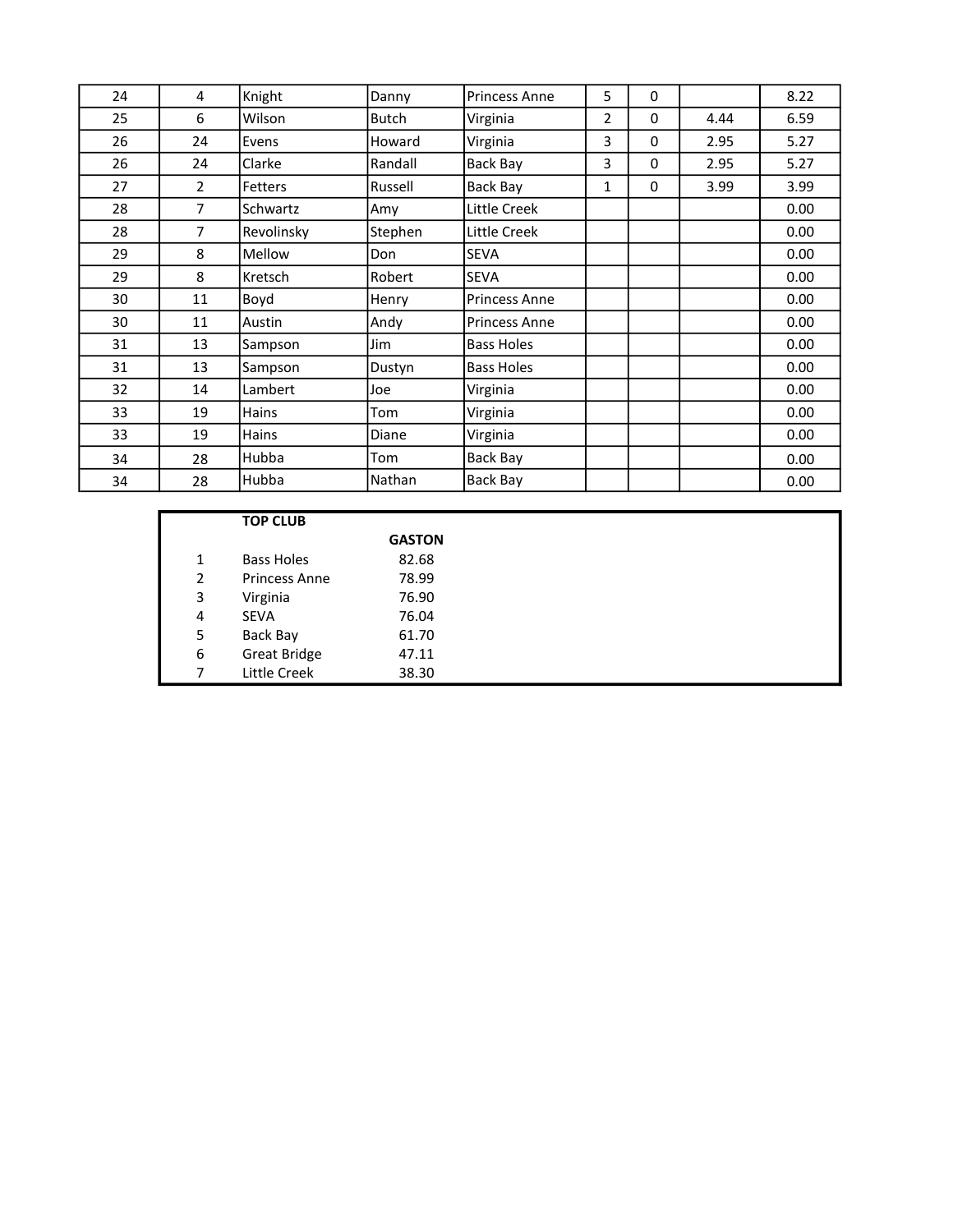| | | | | | | | | |
|---|---|---|---|---|---|---|---|---|
| 24 | 4 | Knight | Danny | Princess Anne | 5 | 0 | | 8.22 |
| 25 | 6 | Wilson | Butch | Virginia | 2 | 0 | 4.44 | 6.59 |
| 26 | 24 | Evens | Howard | Virginia | 3 | 0 | 2.95 | 5.27 |
| 26 | 24 | Clarke | Randall | Back Bay | 3 | 0 | 2.95 | 5.27 |
| 27 | 2 | Fetters | Russell | Back Bay | 1 | 0 | 3.99 | 3.99 |
| 28 | 7 | Schwartz | Amy | Little Creek | | | | 0.00 |
| 28 | 7 | Revolinsky | Stephen | Little Creek | | | | 0.00 |
| 29 | 8 | Mellow | Don | SEVA | | | | 0.00 |
| 29 | 8 | Kretsch | Robert | SEVA | | | | 0.00 |
| 30 | 11 | Boyd | Henry | Princess Anne | | | | 0.00 |
| 30 | 11 | Austin | Andy | Princess Anne | | | | 0.00 |
| 31 | 13 | Sampson | Jim | Bass Holes | | | | 0.00 |
| 31 | 13 | Sampson | Dustyn | Bass Holes | | | | 0.00 |
| 32 | 14 | Lambert | Joe | Virginia | | | | 0.00 |
| 33 | 19 | Hains | Tom | Virginia | | | | 0.00 |
| 33 | 19 | Hains | Diane | Virginia | | | | 0.00 |
| 34 | 28 | Hubba | Tom | Back Bay | | | | 0.00 |
| 34 | 28 | Hubba | Nathan | Back Bay | | | | 0.00 |

| | TOP CLUB | GASTON |
|---|---|---|
| 1 | Bass Holes | 82.68 |
| 2 | Princess Anne | 78.99 |
| 3 | Virginia | 76.90 |
| 4 | SEVA | 76.04 |
| 5 | Back Bay | 61.70 |
| 6 | Great Bridge | 47.11 |
| 7 | Little Creek | 38.30 |